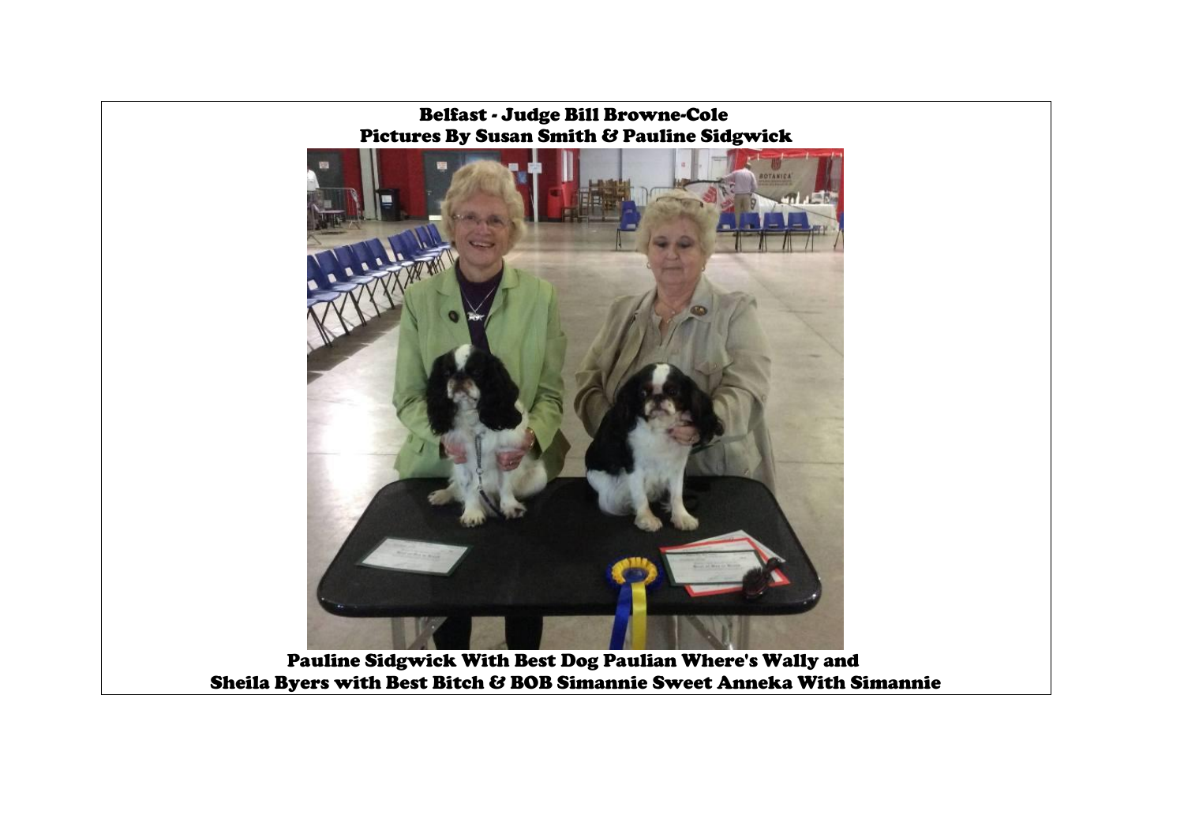**Belfast - Judge Bill Browne-Cole**
**Pictures By Susan Smith & Pauline Sidgwick**

**Pauline Sidgwick With Best Dog Paulian Where's Wally and**
**Sheila Byers with Best Bitch & BOB Simannie Sweet Anneka With Simannie**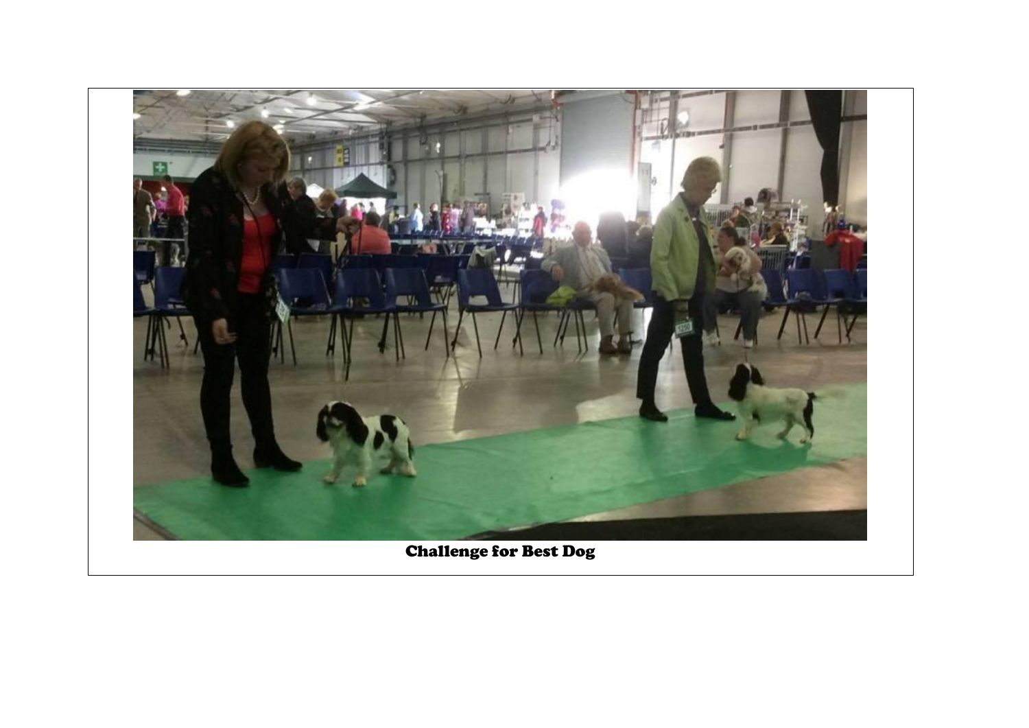Challenge for Best Dog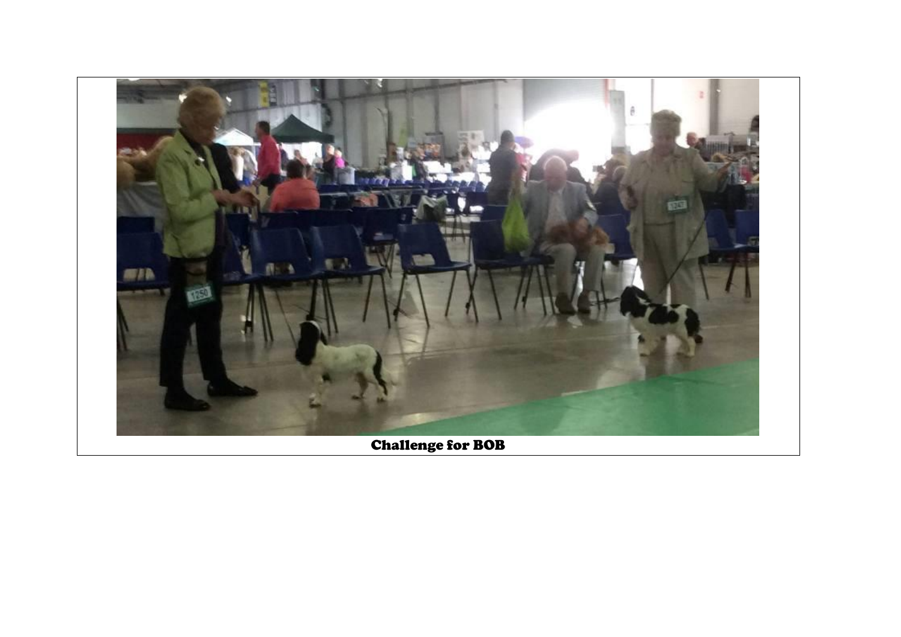Challenge for BOB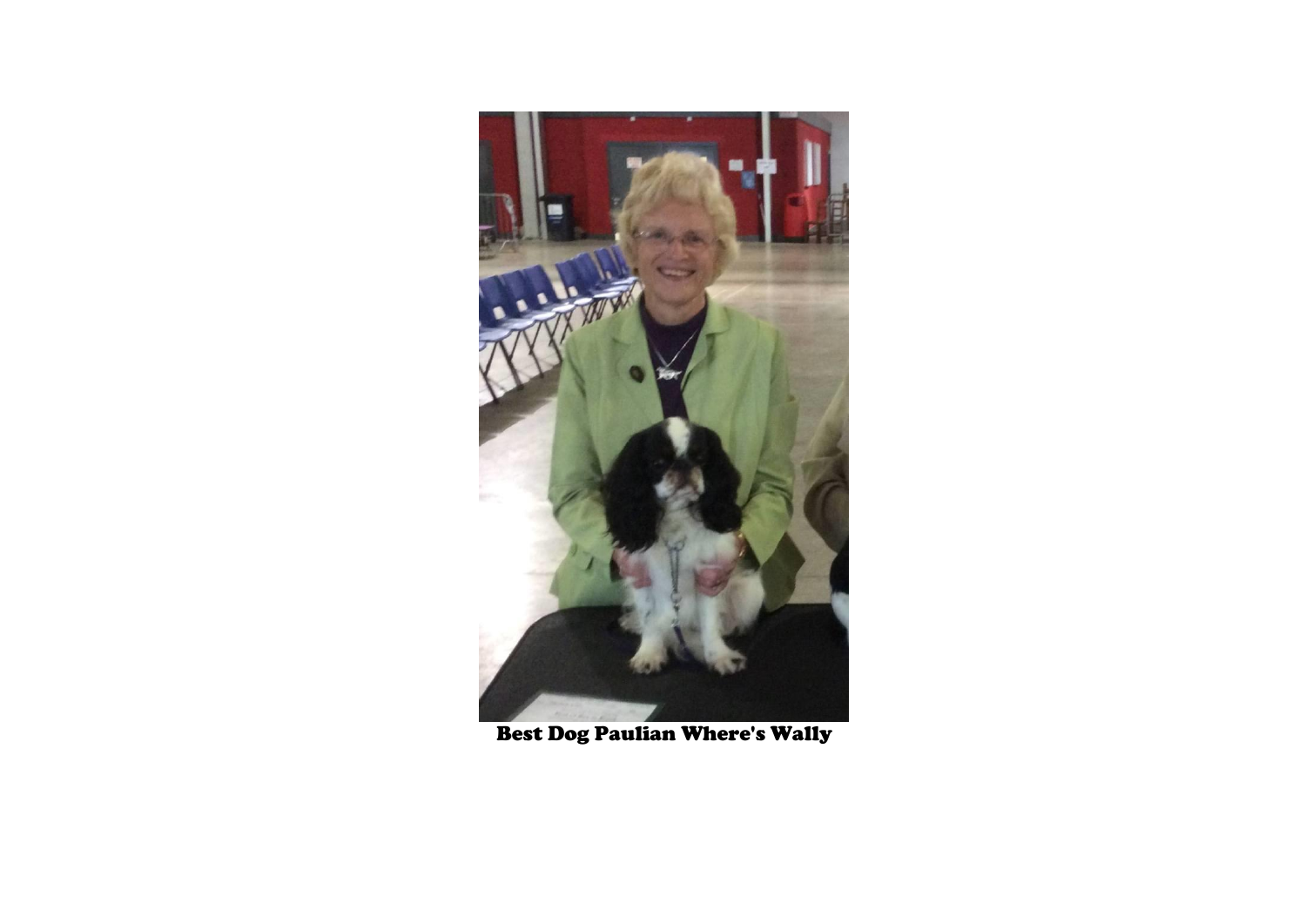**Best Dog Paulian Where's Wally**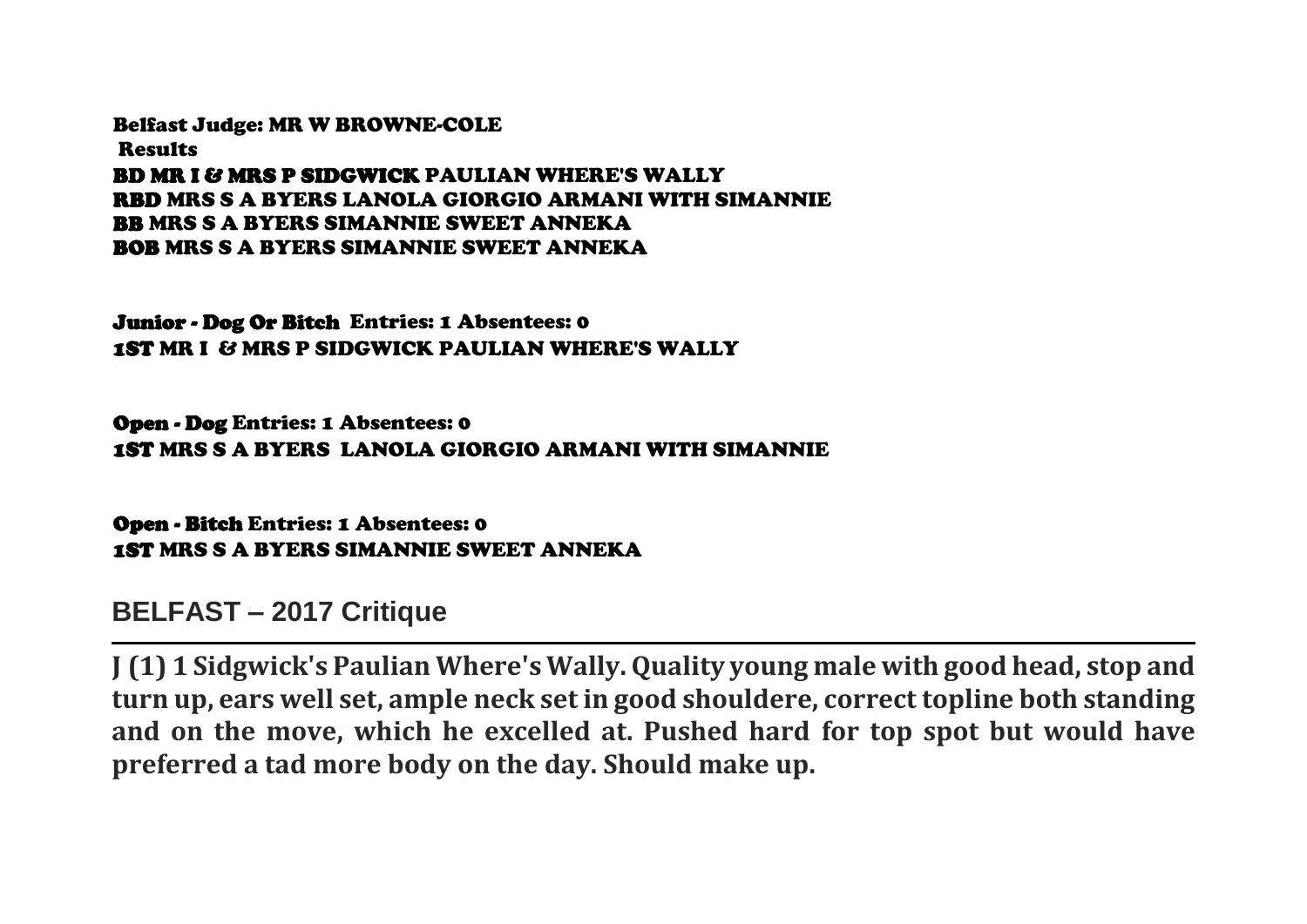**Belfast Judge: MR W BROWNE-COLE**
**Results**
**BD MR I & MRS P SIDGWICK PAULIAN WHERE'S WALLY**
**RBD MRS S A BYERS LANOLA GIORGIO ARMANI WITH SIMANNIE**
**BB MRS S A BYERS SIMANNIE SWEET ANNEKA**
**BOB MRS S A BYERS SIMANNIE SWEET ANNEKA**

**Junior - Dog Or Bitch Entries: 1 Absentees: 0**
**1ST MR I & MRS P SIDGWICK PAULIAN WHERE'S WALLY**

**Open - Dog Entries: 1 Absentees: 0**
**1ST MRS S A BYERS LANOLA GIORGIO ARMANI WITH SIMANNIE**

**Open - Bitch Entries: 1 Absentees: 0**
**1ST MRS S A BYERS SIMANNIE SWEET ANNEKA**

## BELFAST – 2017 Critique

---

**J (1) 1 Sidgwick's Paulian Where's Wally. Quality young male with good head, stop and turn up, ears well set, ample neck set in good shouldere, correct topline both standing and on the move, which he excelled at. Pushed hard for top spot but would have preferred a tad more body on the day. Should make up.**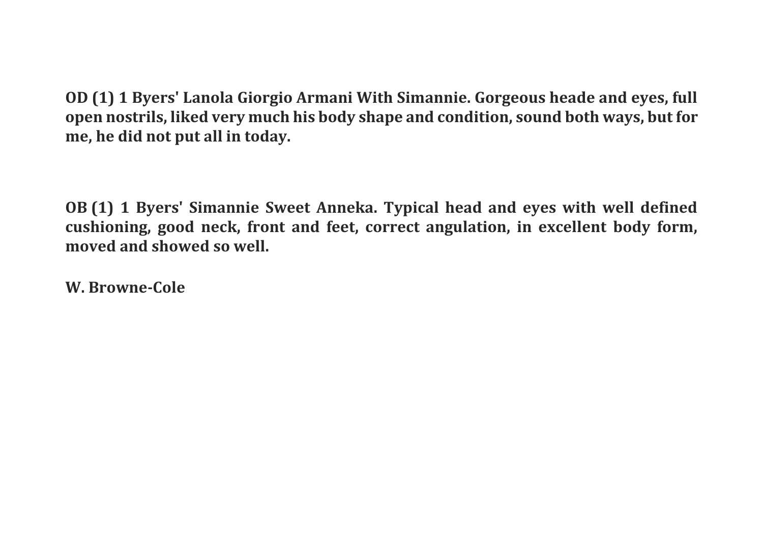**OD (1) 1 Byers' Lanola Giorgio Armani With Simannie. Gorgeous heade and eyes, full open nostrils, liked very much his body shape and condition, sound both ways, but for me, he did not put all in today.**

**OB (1) 1 Byers' Simannie Sweet Anneka. Typical head and eyes with well defined cushioning, good neck, front and feet, correct angulation, in excellent body form, moved and showed so well.**

**W. Browne-Cole**